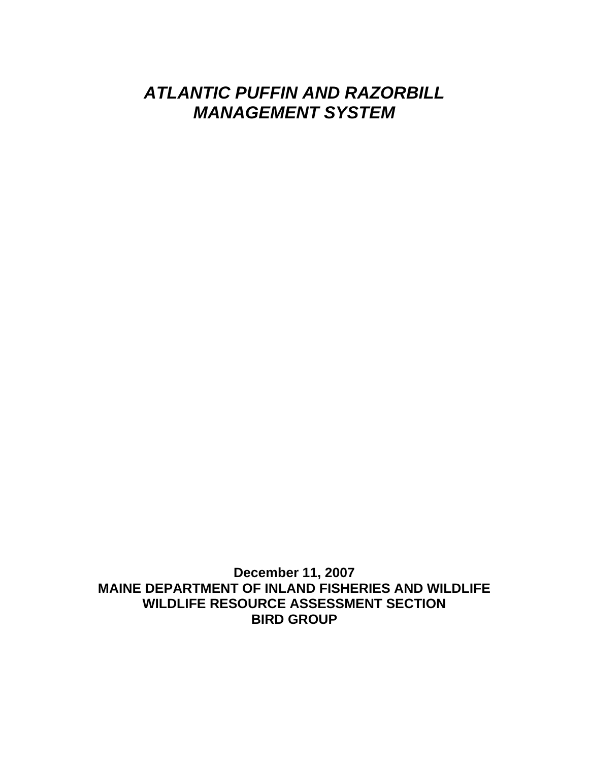# *ATLANTIC PUFFIN AND RAZORBILL MANAGEMENT SYSTEM*

**December 11, 2007**
**MAINE DEPARTMENT OF INLAND FISHERIES AND WILDLIFE**
**WILDLIFE RESOURCE ASSESSMENT SECTION**
**BIRD GROUP**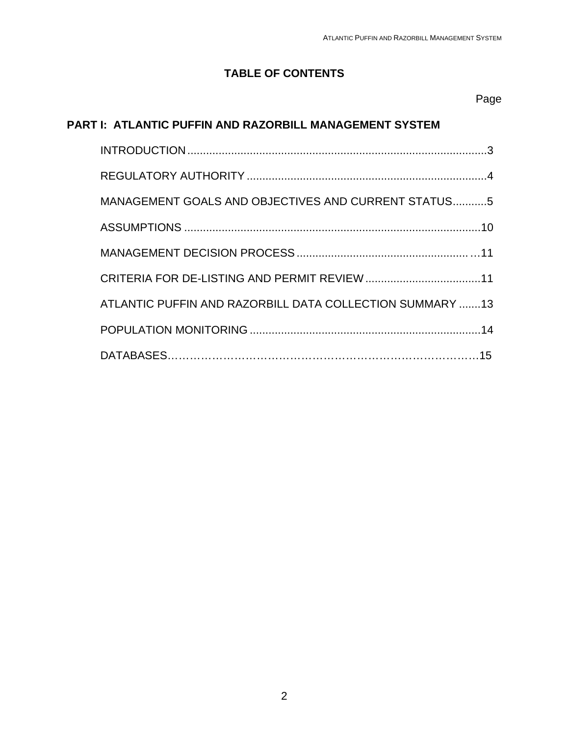# TABLE OF CONTENTS

| | Page |
|---|---|
| **PART I: ATLANTIC PUFFIN AND RAZORBILL MANAGEMENT SYSTEM** | |
| INTRODUCTION | 3 |
| REGULATORY AUTHORITY | 4 |
| MANAGEMENT GOALS AND OBJECTIVES AND CURRENT STATUS | 5 |
| ASSUMPTIONS | 10 |
| MANAGEMENT DECISION PROCESS | 11 |
| CRITERIA FOR DE-LISTING AND PERMIT REVIEW | 11 |
| ATLANTIC PUFFIN AND RAZORBILL DATA COLLECTION SUMMARY | 13 |
| POPULATION MONITORING | 14 |
| DATABASES | 15 |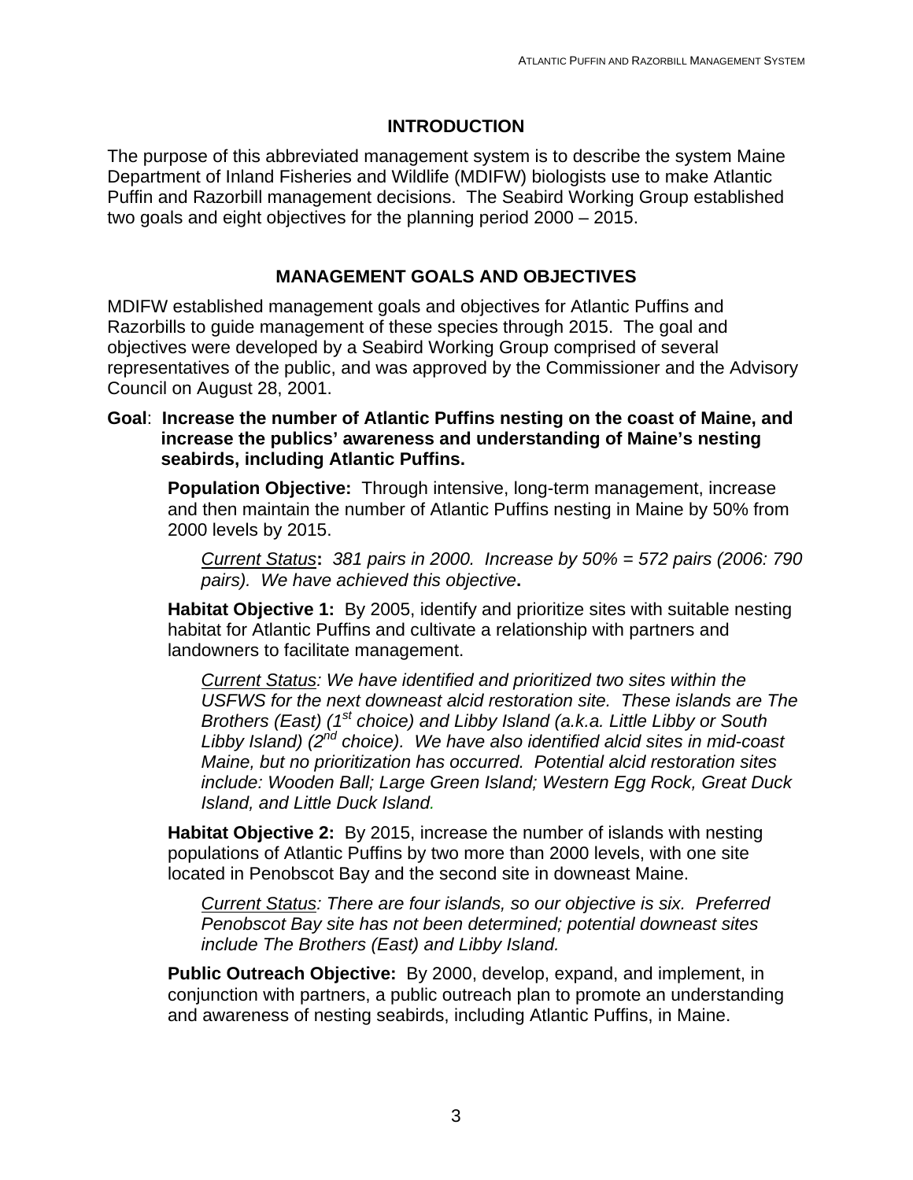## INTRODUCTION

The purpose of this abbreviated management system is to describe the system Maine Department of Inland Fisheries and Wildlife (MDIFW) biologists use to make Atlantic Puffin and Razorbill management decisions. The Seabird Working Group established two goals and eight objectives for the planning period 2000 – 2015.

## MANAGEMENT GOALS AND OBJECTIVES

MDIFW established management goals and objectives for Atlantic Puffins and Razorbills to guide management of these species through 2015. The goal and objectives were developed by a Seabird Working Group comprised of several representatives of the public, and was approved by the Commissioner and the Advisory Council on August 28, 2001.

**Goal**: **Increase the number of Atlantic Puffins nesting on the coast of Maine, and increase the publics' awareness and understanding of Maine's nesting seabirds, including Atlantic Puffins.**

> **Population Objective:** Through intensive, long-term management, increase and then maintain the number of Atlantic Puffins nesting in Maine by 50% from 2000 levels by 2015.
>
> > *Current Status***:** *381 pairs in 2000. Increase by 50% = 572 pairs (2006: 790 pairs). We have achieved this objective***.**
>
> **Habitat Objective 1:** By 2005, identify and prioritize sites with suitable nesting habitat for Atlantic Puffins and cultivate a relationship with partners and landowners to facilitate management.
>
> > *Current Status: We have identified and prioritized two sites within the USFWS for the next downeast alcid restoration site. These islands are The Brothers (East) (1st choice) and Libby Island (a.k.a. Little Libby or South Libby Island) (2nd choice). We have also identified alcid sites in mid-coast Maine, but no prioritization has occurred. Potential alcid restoration sites include: Wooden Ball; Large Green Island; Western Egg Rock, Great Duck Island, and Little Duck Island.*
>
> **Habitat Objective 2:** By 2015, increase the number of islands with nesting populations of Atlantic Puffins by two more than 2000 levels, with one site located in Penobscot Bay and the second site in downeast Maine.
>
> > *Current Status: There are four islands, so our objective is six. Preferred Penobscot Bay site has not been determined; potential downeast sites include The Brothers (East) and Libby Island.*
>
> **Public Outreach Objective:** By 2000, develop, expand, and implement, in conjunction with partners, a public outreach plan to promote an understanding and awareness of nesting seabirds, including Atlantic Puffins, in Maine.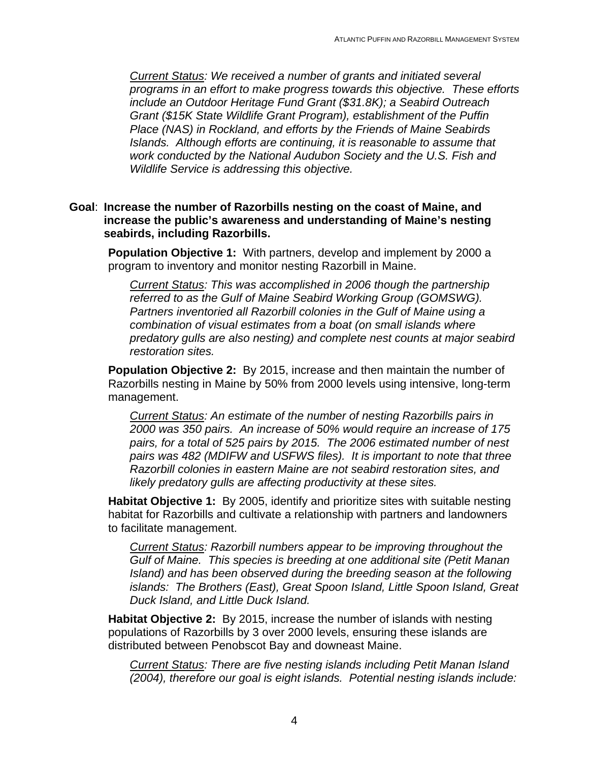*Current Status: We received a number of grants and initiated several programs in an effort to make progress towards this objective. These efforts include an Outdoor Heritage Fund Grant ($31.8K); a Seabird Outreach Grant ($15K State Wildlife Grant Program), establishment of the Puffin Place (NAS) in Rockland, and efforts by the Friends of Maine Seabirds Islands. Although efforts are continuing, it is reasonable to assume that work conducted by the National Audubon Society and the U.S. Fish and Wildlife Service is addressing this objective.*

**Goal**: **Increase the number of Razorbills nesting on the coast of Maine, and increase the public's awareness and understanding of Maine's nesting seabirds, including Razorbills.**

**Population Objective 1:** With partners, develop and implement by 2000 a program to inventory and monitor nesting Razorbill in Maine.

*Current Status: This was accomplished in 2006 though the partnership referred to as the Gulf of Maine Seabird Working Group (GOMSWG). Partners inventoried all Razorbill colonies in the Gulf of Maine using a combination of visual estimates from a boat (on small islands where predatory gulls are also nesting) and complete nest counts at major seabird restoration sites.*

**Population Objective 2:** By 2015, increase and then maintain the number of Razorbills nesting in Maine by 50% from 2000 levels using intensive, long-term management.

*Current Status: An estimate of the number of nesting Razorbills pairs in 2000 was 350 pairs. An increase of 50% would require an increase of 175 pairs, for a total of 525 pairs by 2015. The 2006 estimated number of nest pairs was 482 (MDIFW and USFWS files). It is important to note that three Razorbill colonies in eastern Maine are not seabird restoration sites, and likely predatory gulls are affecting productivity at these sites.*

**Habitat Objective 1:** By 2005, identify and prioritize sites with suitable nesting habitat for Razorbills and cultivate a relationship with partners and landowners to facilitate management.

*Current Status: Razorbill numbers appear to be improving throughout the Gulf of Maine. This species is breeding at one additional site (Petit Manan Island) and has been observed during the breeding season at the following islands: The Brothers (East), Great Spoon Island, Little Spoon Island, Great Duck Island, and Little Duck Island.*

**Habitat Objective 2:** By 2015, increase the number of islands with nesting populations of Razorbills by 3 over 2000 levels, ensuring these islands are distributed between Penobscot Bay and downeast Maine.

*Current Status: There are five nesting islands including Petit Manan Island (2004), therefore our goal is eight islands. Potential nesting islands include:*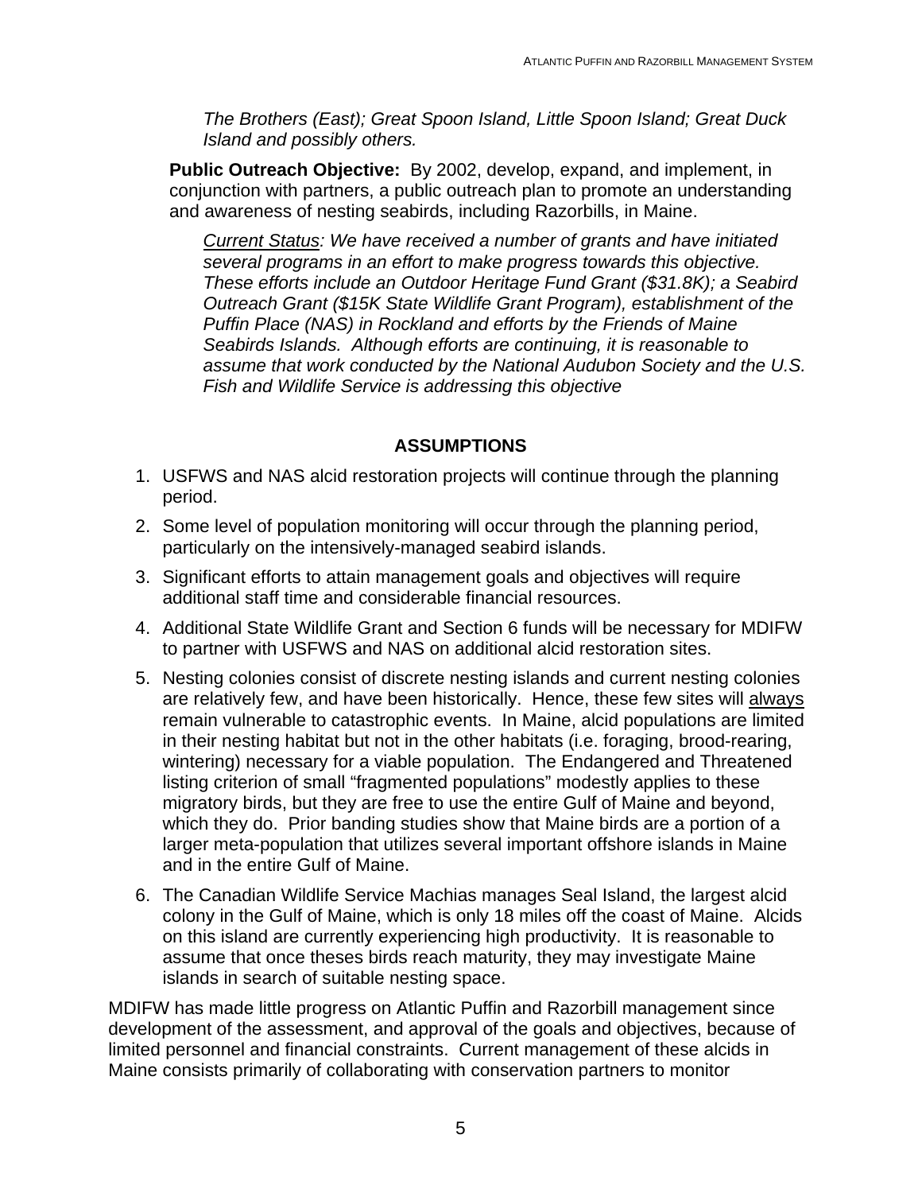*The Brothers (East); Great Spoon Island, Little Spoon Island; Great Duck Island and possibly others.*

**Public Outreach Objective:** By 2002, develop, expand, and implement, in conjunction with partners, a public outreach plan to promote an understanding and awareness of nesting seabirds, including Razorbills, in Maine.

*Current Status: We have received a number of grants and have initiated several programs in an effort to make progress towards this objective. These efforts include an Outdoor Heritage Fund Grant ($31.8K); a Seabird Outreach Grant ($15K State Wildlife Grant Program), establishment of the Puffin Place (NAS) in Rockland and efforts by the Friends of Maine Seabirds Islands. Although efforts are continuing, it is reasonable to assume that work conducted by the National Audubon Society and the U.S. Fish and Wildlife Service is addressing this objective*

## ASSUMPTIONS

1. USFWS and NAS alcid restoration projects will continue through the planning period.
2. Some level of population monitoring will occur through the planning period, particularly on the intensively-managed seabird islands.
3. Significant efforts to attain management goals and objectives will require additional staff time and considerable financial resources.
4. Additional State Wildlife Grant and Section 6 funds will be necessary for MDIFW to partner with USFWS and NAS on additional alcid restoration sites.
5. Nesting colonies consist of discrete nesting islands and current nesting colonies are relatively few, and have been historically. Hence, these few sites will always remain vulnerable to catastrophic events. In Maine, alcid populations are limited in their nesting habitat but not in the other habitats (i.e. foraging, brood-rearing, wintering) necessary for a viable population. The Endangered and Threatened listing criterion of small "fragmented populations" modestly applies to these migratory birds, but they are free to use the entire Gulf of Maine and beyond, which they do. Prior banding studies show that Maine birds are a portion of a larger meta-population that utilizes several important offshore islands in Maine and in the entire Gulf of Maine.
6. The Canadian Wildlife Service Machias manages Seal Island, the largest alcid colony in the Gulf of Maine, which is only 18 miles off the coast of Maine. Alcids on this island are currently experiencing high productivity. It is reasonable to assume that once theses birds reach maturity, they may investigate Maine islands in search of suitable nesting space.

MDIFW has made little progress on Atlantic Puffin and Razorbill management since development of the assessment, and approval of the goals and objectives, because of limited personnel and financial constraints. Current management of these alcids in Maine consists primarily of collaborating with conservation partners to monitor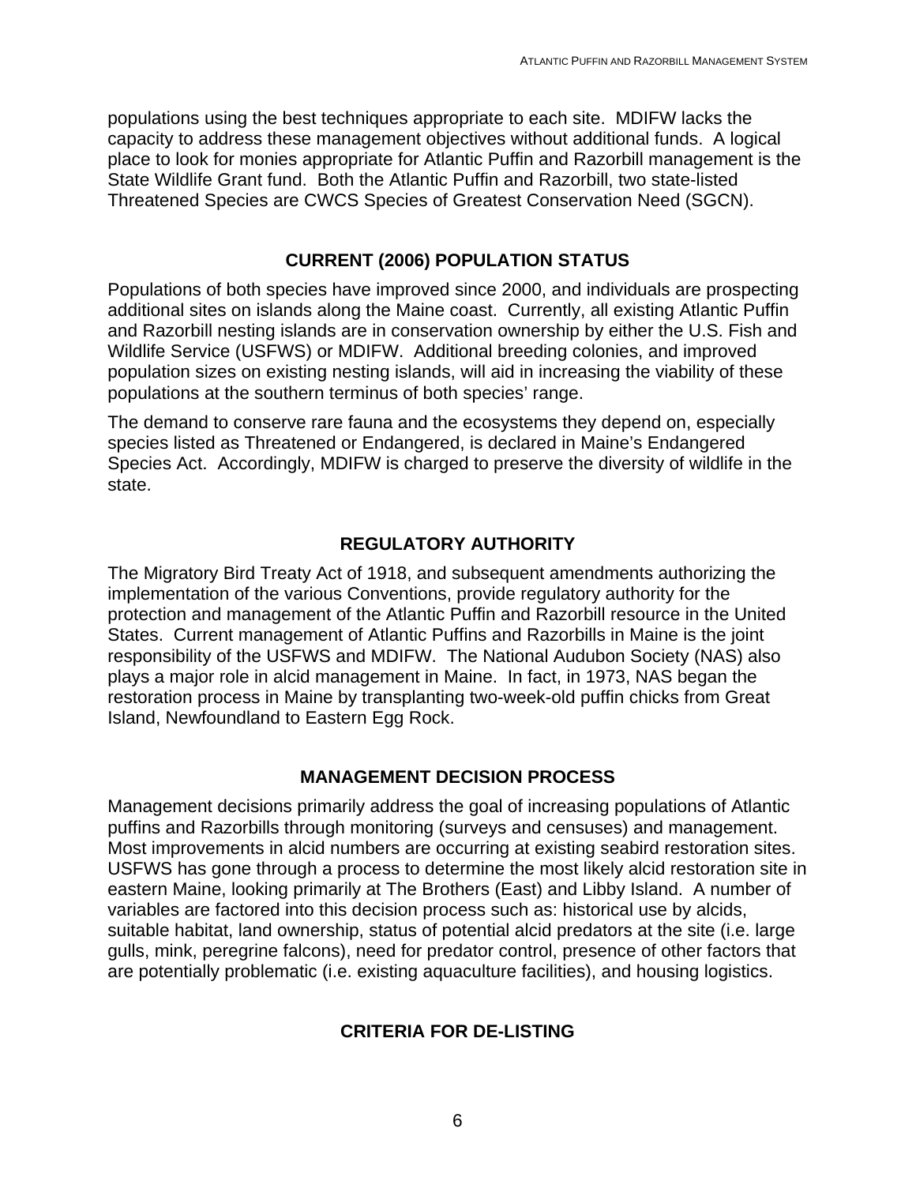populations using the best techniques appropriate to each site. MDIFW lacks the capacity to address these management objectives without additional funds. A logical place to look for monies appropriate for Atlantic Puffin and Razorbill management is the State Wildlife Grant fund. Both the Atlantic Puffin and Razorbill, two state-listed Threatened Species are CWCS Species of Greatest Conservation Need (SGCN).

## CURRENT (2006) POPULATION STATUS

Populations of both species have improved since 2000, and individuals are prospecting additional sites on islands along the Maine coast. Currently, all existing Atlantic Puffin and Razorbill nesting islands are in conservation ownership by either the U.S. Fish and Wildlife Service (USFWS) or MDIFW. Additional breeding colonies, and improved population sizes on existing nesting islands, will aid in increasing the viability of these populations at the southern terminus of both species' range.

The demand to conserve rare fauna and the ecosystems they depend on, especially species listed as Threatened or Endangered, is declared in Maine's Endangered Species Act. Accordingly, MDIFW is charged to preserve the diversity of wildlife in the state.

## REGULATORY AUTHORITY

The Migratory Bird Treaty Act of 1918, and subsequent amendments authorizing the implementation of the various Conventions, provide regulatory authority for the protection and management of the Atlantic Puffin and Razorbill resource in the United States. Current management of Atlantic Puffins and Razorbills in Maine is the joint responsibility of the USFWS and MDIFW. The National Audubon Society (NAS) also plays a major role in alcid management in Maine. In fact, in 1973, NAS began the restoration process in Maine by transplanting two-week-old puffin chicks from Great Island, Newfoundland to Eastern Egg Rock.

## MANAGEMENT DECISION PROCESS

Management decisions primarily address the goal of increasing populations of Atlantic puffins and Razorbills through monitoring (surveys and censuses) and management. Most improvements in alcid numbers are occurring at existing seabird restoration sites. USFWS has gone through a process to determine the most likely alcid restoration site in eastern Maine, looking primarily at The Brothers (East) and Libby Island. A number of variables are factored into this decision process such as: historical use by alcids, suitable habitat, land ownership, status of potential alcid predators at the site (i.e. large gulls, mink, peregrine falcons), need for predator control, presence of other factors that are potentially problematic (i.e. existing aquaculture facilities), and housing logistics.

## CRITERIA FOR DE-LISTING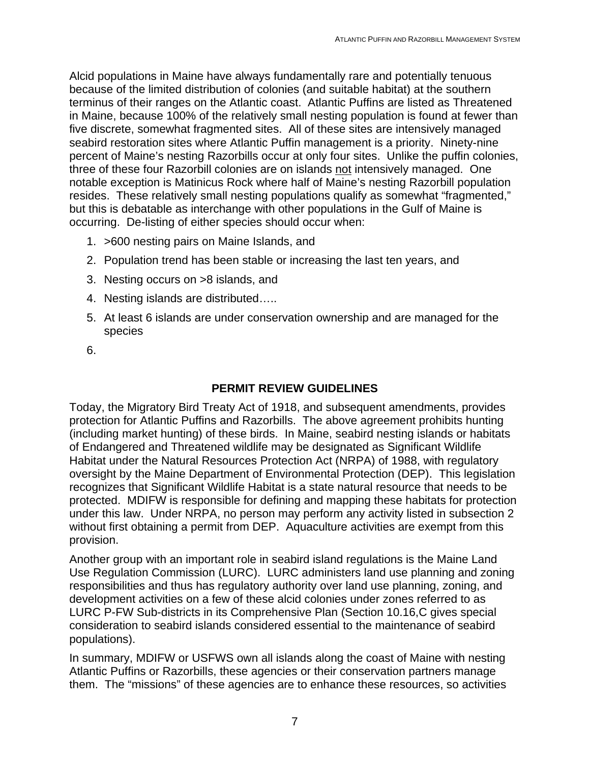Alcid populations in Maine have always fundamentally rare and potentially tenuous because of the limited distribution of colonies (and suitable habitat) at the southern terminus of their ranges on the Atlantic coast. Atlantic Puffins are listed as Threatened in Maine, because 100% of the relatively small nesting population is found at fewer than five discrete, somewhat fragmented sites. All of these sites are intensively managed seabird restoration sites where Atlantic Puffin management is a priority. Ninety-nine percent of Maine's nesting Razorbills occur at only four sites. Unlike the puffin colonies, three of these four Razorbill colonies are on islands not intensively managed. One notable exception is Matinicus Rock where half of Maine's nesting Razorbill population resides. These relatively small nesting populations qualify as somewhat "fragmented," but this is debatable as interchange with other populations in the Gulf of Maine is occurring. De-listing of either species should occur when:

1. >600 nesting pairs on Maine Islands, and
2. Population trend has been stable or increasing the last ten years, and
3. Nesting occurs on >8 islands, and
4. Nesting islands are distributed…..
5. At least 6 islands are under conservation ownership and are managed for the species
6. 

## PERMIT REVIEW GUIDELINES

Today, the Migratory Bird Treaty Act of 1918, and subsequent amendments, provides protection for Atlantic Puffins and Razorbills. The above agreement prohibits hunting (including market hunting) of these birds. In Maine, seabird nesting islands or habitats of Endangered and Threatened wildlife may be designated as Significant Wildlife Habitat under the Natural Resources Protection Act (NRPA) of 1988, with regulatory oversight by the Maine Department of Environmental Protection (DEP). This legislation recognizes that Significant Wildlife Habitat is a state natural resource that needs to be protected. MDIFW is responsible for defining and mapping these habitats for protection under this law. Under NRPA, no person may perform any activity listed in subsection 2 without first obtaining a permit from DEP. Aquaculture activities are exempt from this provision.

Another group with an important role in seabird island regulations is the Maine Land Use Regulation Commission (LURC). LURC administers land use planning and zoning responsibilities and thus has regulatory authority over land use planning, zoning, and development activities on a few of these alcid colonies under zones referred to as LURC P-FW Sub-districts in its Comprehensive Plan (Section 10.16,C gives special consideration to seabird islands considered essential to the maintenance of seabird populations).

In summary, MDIFW or USFWS own all islands along the coast of Maine with nesting Atlantic Puffins or Razorbills, these agencies or their conservation partners manage them. The "missions" of these agencies are to enhance these resources, so activities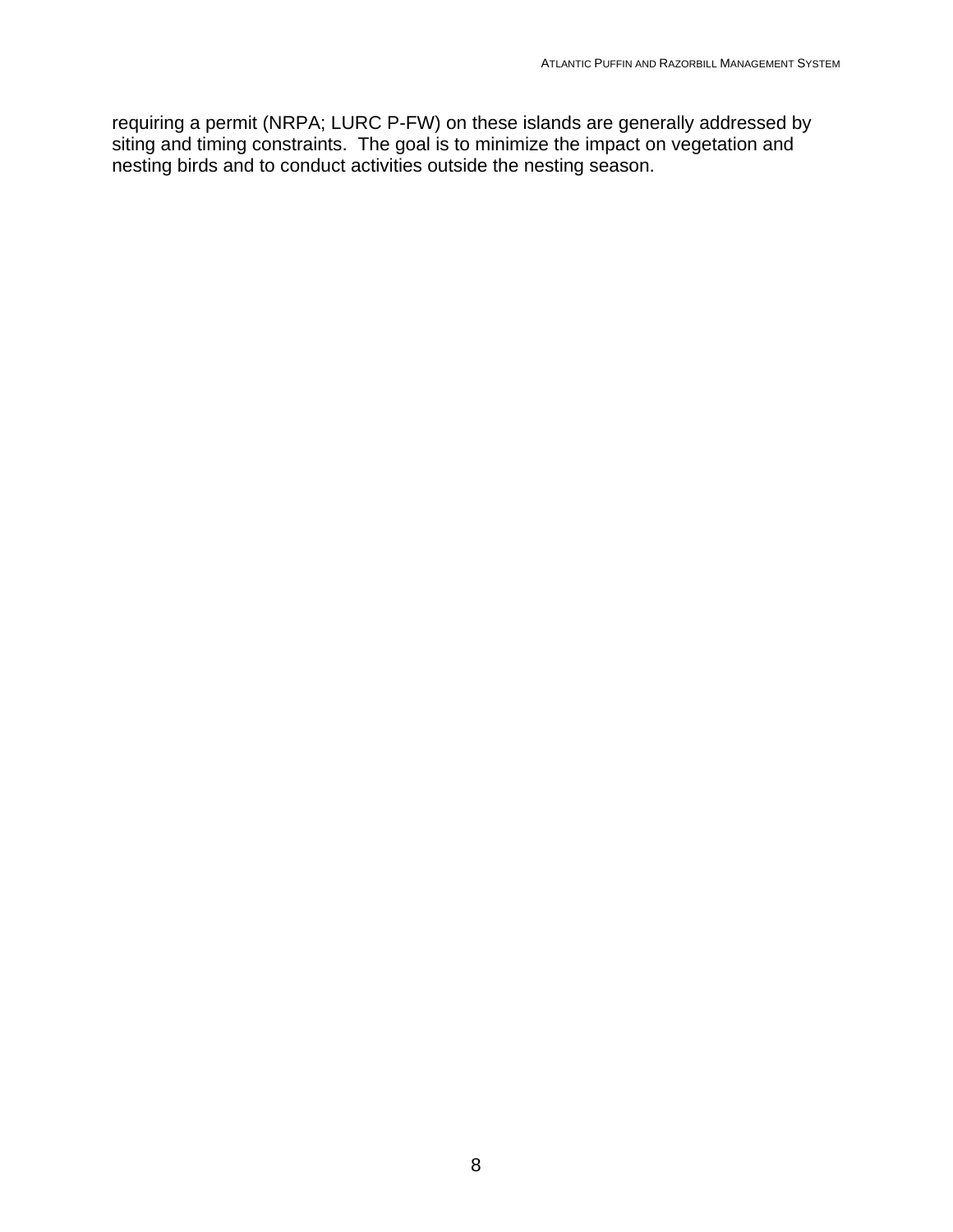requiring a permit (NRPA; LURC P-FW) on these islands are generally addressed by siting and timing constraints. The goal is to minimize the impact on vegetation and nesting birds and to conduct activities outside the nesting season.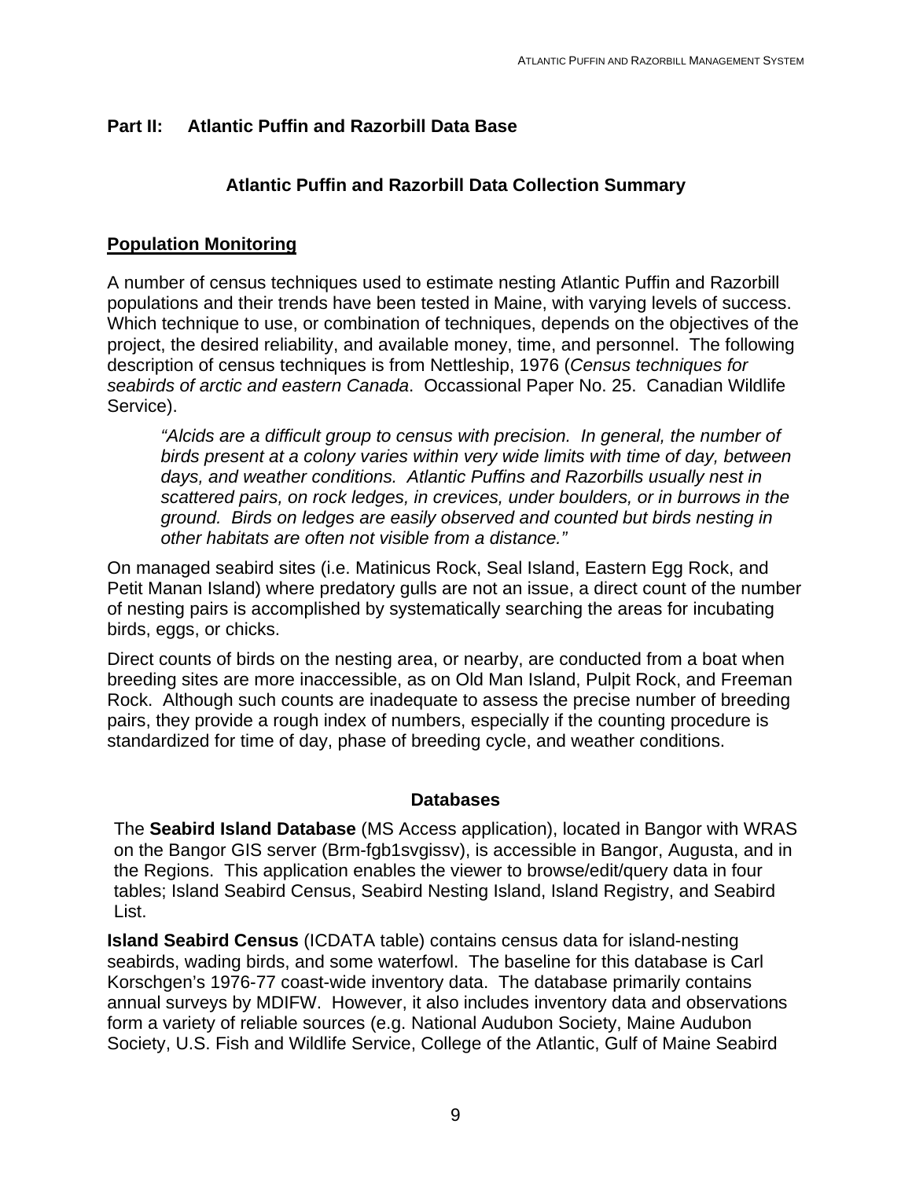## Part II: Atlantic Puffin and Razorbill Data Base

### Atlantic Puffin and Razorbill Data Collection Summary

**Population Monitoring**

A number of census techniques used to estimate nesting Atlantic Puffin and Razorbill populations and their trends have been tested in Maine, with varying levels of success. Which technique to use, or combination of techniques, depends on the objectives of the project, the desired reliability, and available money, time, and personnel. The following description of census techniques is from Nettleship, 1976 (*Census techniques for seabirds of arctic and eastern Canada*. Occassional Paper No. 25. Canadian Wildlife Service).

> *"Alcids are a difficult group to census with precision. In general, the number of birds present at a colony varies within very wide limits with time of day, between days, and weather conditions. Atlantic Puffins and Razorbills usually nest in scattered pairs, on rock ledges, in crevices, under boulders, or in burrows in the ground. Birds on ledges are easily observed and counted but birds nesting in other habitats are often not visible from a distance."*

On managed seabird sites (i.e. Matinicus Rock, Seal Island, Eastern Egg Rock, and Petit Manan Island) where predatory gulls are not an issue, a direct count of the number of nesting pairs is accomplished by systematically searching the areas for incubating birds, eggs, or chicks.

Direct counts of birds on the nesting area, or nearby, are conducted from a boat when breeding sites are more inaccessible, as on Old Man Island, Pulpit Rock, and Freeman Rock. Although such counts are inadequate to assess the precise number of breeding pairs, they provide a rough index of numbers, especially if the counting procedure is standardized for time of day, phase of breeding cycle, and weather conditions.

### Databases

The **Seabird Island Database** (MS Access application), located in Bangor with WRAS on the Bangor GIS server (Brm-fgb1svgissv), is accessible in Bangor, Augusta, and in the Regions. This application enables the viewer to browse/edit/query data in four tables; Island Seabird Census, Seabird Nesting Island, Island Registry, and Seabird List.

**Island Seabird Census** (ICDATA table) contains census data for island-nesting seabirds, wading birds, and some waterfowl. The baseline for this database is Carl Korschgen's 1976-77 coast-wide inventory data. The database primarily contains annual surveys by MDIFW. However, it also includes inventory data and observations form a variety of reliable sources (e.g. National Audubon Society, Maine Audubon Society, U.S. Fish and Wildlife Service, College of the Atlantic, Gulf of Maine Seabird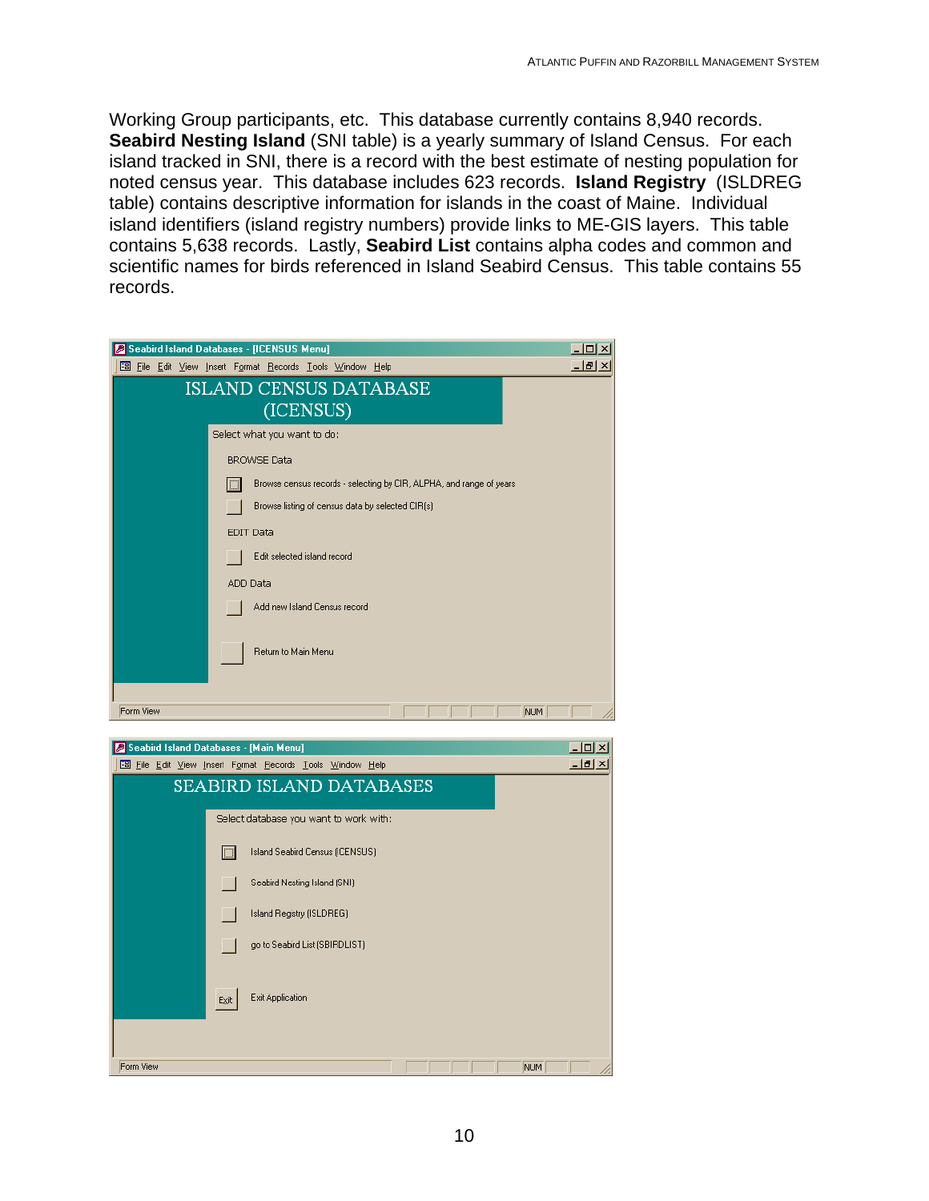Working Group participants, etc. This database currently contains 8,940 records. **Seabird Nesting Island** (SNI table) is a yearly summary of Island Census. For each island tracked in SNI, there is a record with the best estimate of nesting population for noted census year. This database includes 623 records. **Island Registry** (ISLDREG table) contains descriptive information for islands in the coast of Maine. Individual island identifiers (island registry numbers) provide links to ME-GIS layers. This table contains 5,638 records. Lastly, **Seabird List** contains alpha codes and common and scientific names for birds referenced in Island Seabird Census. This table contains 55 records.

Seabird Island Databases - [ICENSUS Menu]

File Edit View Insert Format Records Tools Window Help

ISLAND CENSUS DATABASE (ICENSUS)

Select what you want to do:

BROWSE Data

Browse census records - selecting by CIR, ALPHA, and range of years

Browse listing of census data by selected CIR(s)

EDIT Data

Edit selected island record

ADD Data

Add new Island Census record

Return to Main Menu

Form View

Seabird Island Databases - [Main Menu]

File Edit View Insert Format Records Tools Window Help

SEABIRD ISLAND DATABASES

Select database you want to work with:

Island Seabird Census (ICENSUS)

Seabird Nesting Island (SNI)

Island Registry (ISLDREG)

go to Seabird List (SBIRDLIST)

Exit

Exit Application

Form View